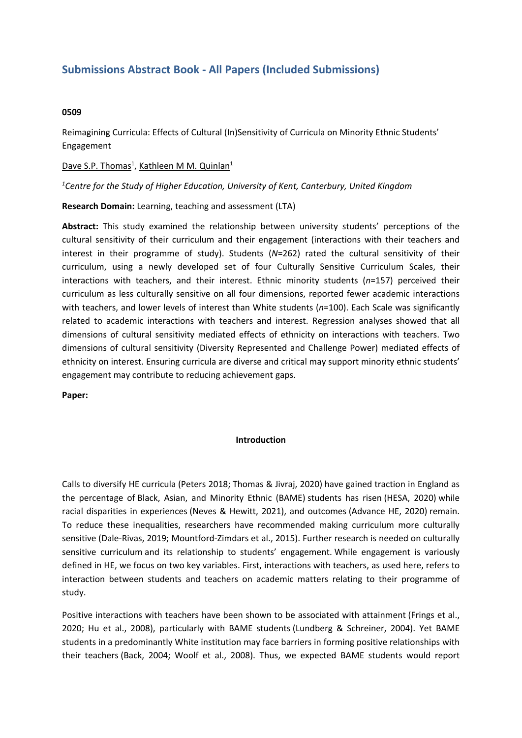# Submissions Abstract Book - All Papers (Included Submissions)

**0509**

Reimagining Curricula: Effects of Cultural (In)Sensitivity of Curricula on Minority Ethnic Students' Engagement

Dave S.P. Thomas[1], Kathleen M M. Quinlan[1]

*[1]Centre for the Study of Higher Education, University of Kent, Canterbury, United Kingdom*

**Research Domain:** Learning, teaching and assessment (LTA)

**Abstract:** This study examined the relationship between university students' perceptions of the cultural sensitivity of their curriculum and their engagement (interactions with their teachers and interest in their programme of study). Students ($N$=262) rated the cultural sensitivity of their curriculum, using a newly developed set of four Culturally Sensitive Curriculum Scales, their interactions with teachers, and their interest. Ethnic minority students ($n$=157) perceived their curriculum as less culturally sensitive on all four dimensions, reported fewer academic interactions with teachers, and lower levels of interest than White students ($n$=100). Each Scale was significantly related to academic interactions with teachers and interest. Regression analyses showed that all dimensions of cultural sensitivity mediated effects of ethnicity on interactions with teachers. Two dimensions of cultural sensitivity (Diversity Represented and Challenge Power) mediated effects of ethnicity on interest. Ensuring curricula are diverse and critical may support minority ethnic students' engagement may contribute to reducing achievement gaps.

**Paper:**

## Introduction

Calls to diversify HE curricula (Peters 2018; Thomas & Jivraj, 2020) have gained traction in England as the percentage of Black, Asian, and Minority Ethnic (BAME) students has risen (HESA, 2020) while racial disparities in experiences (Neves & Hewitt, 2021), and outcomes (Advance HE, 2020) remain. To reduce these inequalities, researchers have recommended making curriculum more culturally sensitive (Dale-Rivas, 2019; Mountford-Zimdars et al., 2015). Further research is needed on culturally sensitive curriculum and its relationship to students' engagement. While engagement is variously defined in HE, we focus on two key variables. First, interactions with teachers, as used here, refers to interaction between students and teachers on academic matters relating to their programme of study.

Positive interactions with teachers have been shown to be associated with attainment (Frings et al., 2020; Hu et al., 2008), particularly with BAME students (Lundberg & Schreiner, 2004). Yet BAME students in a predominantly White institution may face barriers in forming positive relationships with their teachers (Back, 2004; Woolf et al., 2008). Thus, we expected BAME students would report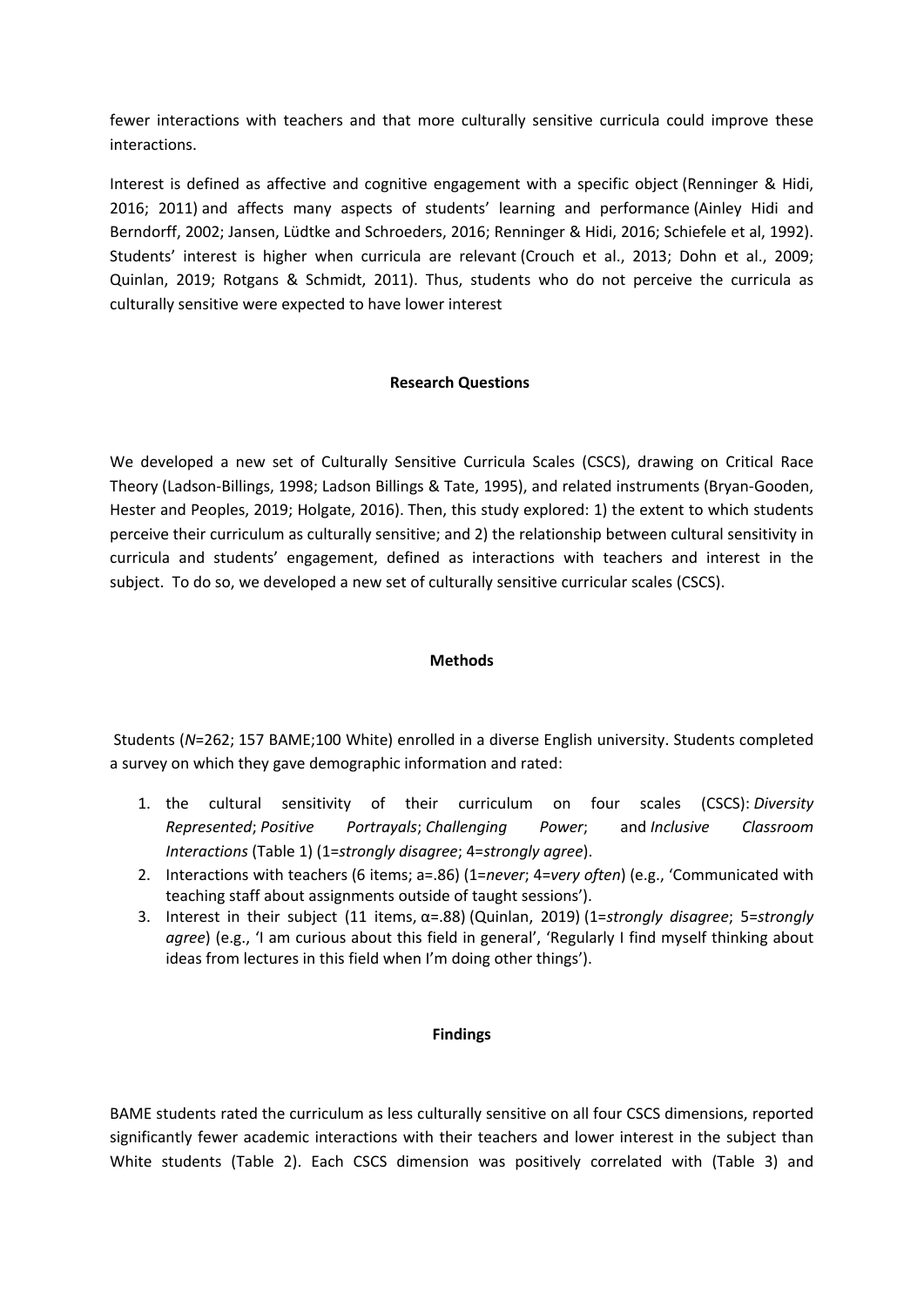fewer interactions with teachers and that more culturally sensitive curricula could improve these interactions.

Interest is defined as affective and cognitive engagement with a specific object (Renninger & Hidi, 2016; 2011) and affects many aspects of students' learning and performance (Ainley Hidi and Berndorff, 2002; Jansen, Lüdtke and Schroeders, 2016; Renninger & Hidi, 2016; Schiefele et al, 1992). Students' interest is higher when curricula are relevant (Crouch et al., 2013; Dohn et al., 2009; Quinlan, 2019; Rotgans & Schmidt, 2011). Thus, students who do not perceive the curricula as culturally sensitive were expected to have lower interest

**Research Questions**

We developed a new set of Culturally Sensitive Curricula Scales (CSCS), drawing on Critical Race Theory (Ladson-Billings, 1998; Ladson Billings & Tate, 1995), and related instruments (Bryan-Gooden, Hester and Peoples, 2019; Holgate, 2016). Then, this study explored: 1) the extent to which students perceive their curriculum as culturally sensitive; and 2) the relationship between cultural sensitivity in curricula and students' engagement, defined as interactions with teachers and interest in the subject. To do so, we developed a new set of culturally sensitive curricular scales (CSCS).

**Methods**

Students (*N*=262; 157 BAME;100 White) enrolled in a diverse English university. Students completed a survey on which they gave demographic information and rated:

1. the cultural sensitivity of their curriculum on four scales (CSCS): *Diversity Represented*; *Positive Portrayals*; *Challenging Power*; and *Inclusive Classroom Interactions* (Table 1) (1=*strongly disagree*; 4=*strongly agree*).
2. Interactions with teachers (6 items; a=.86) (1=*never*; 4=*very often*) (e.g., 'Communicated with teaching staff about assignments outside of taught sessions').
3. Interest in their subject (11 items, α=.88) (Quinlan, 2019) (1=*strongly disagree*; 5=*strongly agree*) (e.g., 'I am curious about this field in general', 'Regularly I find myself thinking about ideas from lectures in this field when I'm doing other things').

**Findings**

BAME students rated the curriculum as less culturally sensitive on all four CSCS dimensions, reported significantly fewer academic interactions with their teachers and lower interest in the subject than White students (Table 2). Each CSCS dimension was positively correlated with (Table 3) and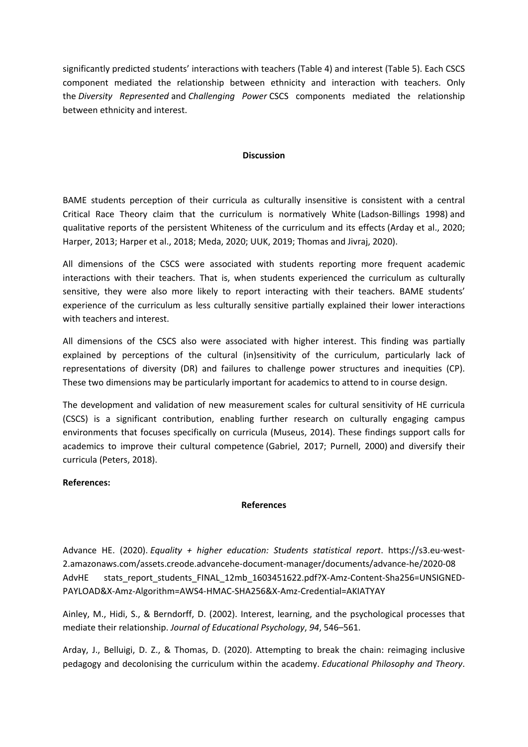significantly predicted students' interactions with teachers (Table 4) and interest (Table 5). Each CSCS component mediated the relationship between ethnicity and interaction with teachers. Only the *Diversity Represented* and *Challenging Power* CSCS components mediated the relationship between ethnicity and interest.

## Discussion

BAME students perception of their curricula as culturally insensitive is consistent with a central Critical Race Theory claim that the curriculum is normatively White (Ladson-Billings 1998) and qualitative reports of the persistent Whiteness of the curriculum and its effects (Arday et al., 2020; Harper, 2013; Harper et al., 2018; Meda, 2020; UUK, 2019; Thomas and Jivraj, 2020).

All dimensions of the CSCS were associated with students reporting more frequent academic interactions with their teachers. That is, when students experienced the curriculum as culturally sensitive, they were also more likely to report interacting with their teachers. BAME students' experience of the curriculum as less culturally sensitive partially explained their lower interactions with teachers and interest.

All dimensions of the CSCS also were associated with higher interest. This finding was partially explained by perceptions of the cultural (in)sensitivity of the curriculum, particularly lack of representations of diversity (DR) and failures to challenge power structures and inequities (CP). These two dimensions may be particularly important for academics to attend to in course design.

The development and validation of new measurement scales for cultural sensitivity of HE curricula (CSCS) is a significant contribution, enabling further research on culturally engaging campus environments that focuses specifically on curricula (Museus, 2014). These findings support calls for academics to improve their cultural competence (Gabriel, 2017; Purnell, 2000) and diversify their curricula (Peters, 2018).

**References:**

## References

Advance HE. (2020). *Equality + higher education: Students statistical report*. https://s3.eu-west-2.amazonaws.com/assets.creode.advancehe-document-manager/documents/advance-he/2020-08 AdvHE stats_report_students_FINAL_12mb_1603451622.pdf?X-Amz-Content-Sha256=UNSIGNED-PAYLOAD&X-Amz-Algorithm=AWS4-HMAC-SHA256&X-Amz-Credential=AKIATYAY

Ainley, M., Hidi, S., & Berndorff, D. (2002). Interest, learning, and the psychological processes that mediate their relationship. *Journal of Educational Psychology*, *94*, 546–561.

Arday, J., Belluigi, D. Z., & Thomas, D. (2020). Attempting to break the chain: reimaging inclusive pedagogy and decolonising the curriculum within the academy. *Educational Philosophy and Theory*.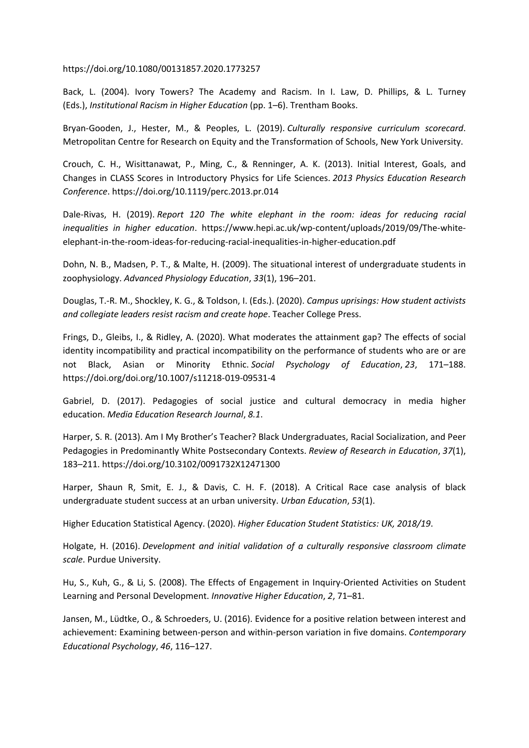https://doi.org/10.1080/00131857.2020.1773257

Back, L. (2004). Ivory Towers? The Academy and Racism. In I. Law, D. Phillips, & L. Turney (Eds.), *Institutional Racism in Higher Education* (pp. 1–6). Trentham Books.

Bryan-Gooden, J., Hester, M., & Peoples, L. (2019). *Culturally responsive curriculum scorecard*. Metropolitan Centre for Research on Equity and the Transformation of Schools, New York University.

Crouch, C. H., Wisittanawat, P., Ming, C., & Renninger, A. K. (2013). Initial Interest, Goals, and Changes in CLASS Scores in Introductory Physics for Life Sciences. *2013 Physics Education Research Conference*. https://doi.org/10.1119/perc.2013.pr.014

Dale-Rivas, H. (2019). *Report 120 The white elephant in the room: ideas for reducing racial inequalities in higher education*. https://www.hepi.ac.uk/wp-content/uploads/2019/09/The-white-elephant-in-the-room-ideas-for-reducing-racial-inequalities-in-higher-education.pdf

Dohn, N. B., Madsen, P. T., & Malte, H. (2009). The situational interest of undergraduate students in zoophysiology. *Advanced Physiology Education*, *33*(1), 196–201.

Douglas, T.-R. M., Shockley, K. G., & Toldson, I. (Eds.). (2020). *Campus uprisings: How student activists and collegiate leaders resist racism and create hope*. Teacher College Press.

Frings, D., Gleibs, I., & Ridley, A. (2020). What moderates the attainment gap? The effects of social identity incompatibility and practical incompatibility on the performance of students who are or are not Black, Asian or Minority Ethnic. *Social Psychology of Education*, *23*, 171–188. https://doi.org/doi.org/10.1007/s11218-019-09531-4

Gabriel, D. (2017). Pedagogies of social justice and cultural democracy in media higher education. *Media Education Research Journal*, *8.1*.

Harper, S. R. (2013). Am I My Brother's Teacher? Black Undergraduates, Racial Socialization, and Peer Pedagogies in Predominantly White Postsecondary Contexts. *Review of Research in Education*, *37*(1), 183–211. https://doi.org/10.3102/0091732X12471300

Harper, Shaun R, Smit, E. J., & Davis, C. H. F. (2018). A Critical Race case analysis of black undergraduate student success at an urban university. *Urban Education*, *53*(1).

Higher Education Statistical Agency. (2020). *Higher Education Student Statistics: UK, 2018/19*.

Holgate, H. (2016). *Development and initial validation of a culturally responsive classroom climate scale*. Purdue University.

Hu, S., Kuh, G., & Li, S. (2008). The Effects of Engagement in Inquiry-Oriented Activities on Student Learning and Personal Development. *Innovative Higher Education*, *2*, 71–81.

Jansen, M., Lüdtke, O., & Schroeders, U. (2016). Evidence for a positive relation between interest and achievement: Examining between-person and within-person variation in five domains. *Contemporary Educational Psychology*, *46*, 116–127.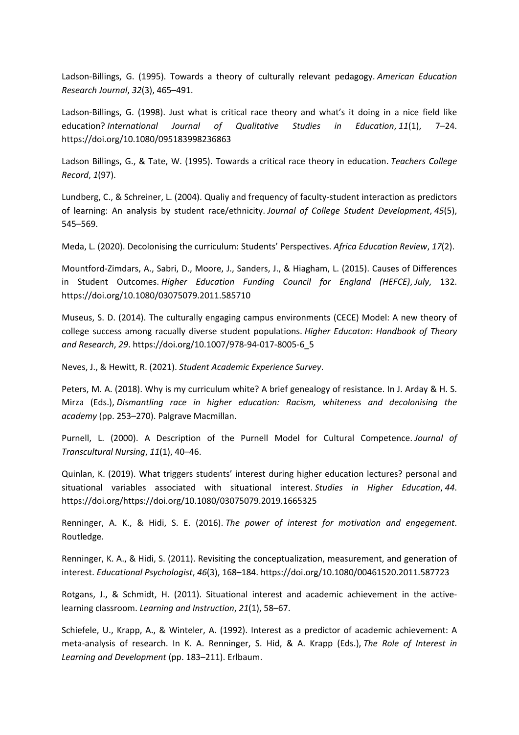Ladson-Billings, G. (1995). Towards a theory of culturally relevant pedagogy. *American Education Research Journal*, *32*(3), 465–491.

Ladson-Billings, G. (1998). Just what is critical race theory and what's it doing in a nice field like education? *International Journal of Qualitative Studies in Education*, *11*(1), 7–24. https://doi.org/10.1080/095183998236863

Ladson Billings, G., & Tate, W. (1995). Towards a critical race theory in education. *Teachers College Record*, *1*(97).

Lundberg, C., & Schreiner, L. (2004). Qualiy and frequency of faculty-student interaction as predictors of learning: An analysis by student race/ethnicity. *Journal of College Student Development*, *45*(5), 545–569.

Meda, L. (2020). Decolonising the curriculum: Students' Perspectives. *Africa Education Review*, *17*(2).

Mountford-Zimdars, A., Sabri, D., Moore, J., Sanders, J., & Hiagham, L. (2015). Causes of Differences in Student Outcomes. *Higher Education Funding Council for England (HEFCE)*, *July*, 132. https://doi.org/10.1080/03075079.2011.585710

Museus, S. D. (2014). The culturally engaging campus environments (CECE) Model: A new theory of college success among racually diverse student populations. *Higher Educaton: Handbook of Theory and Research*, *29*. https://doi.org/10.1007/978-94-017-8005-6_5

Neves, J., & Hewitt, R. (2021). *Student Academic Experience Survey*.

Peters, M. A. (2018). Why is my curriculum white? A brief genealogy of resistance. In J. Arday & H. S. Mirza (Eds.), *Dismantling race in higher education: Racism, whiteness and decolonising the academy* (pp. 253–270). Palgrave Macmillan.

Purnell, L. (2000). A Description of the Purnell Model for Cultural Competence. *Journal of Transcultural Nursing*, *11*(1), 40–46.

Quinlan, K. (2019). What triggers students' interest during higher education lectures? personal and situational variables associated with situational interest. *Studies in Higher Education*, *44*. https://doi.org/https://doi.org/10.1080/03075079.2019.1665325

Renninger, A. K., & Hidi, S. E. (2016). *The power of interest for motivation and engegement*. Routledge.

Renninger, K. A., & Hidi, S. (2011). Revisiting the conceptualization, measurement, and generation of interest. *Educational Psychologist*, *46*(3), 168–184. https://doi.org/10.1080/00461520.2011.587723

Rotgans, J., & Schmidt, H. (2011). Situational interest and academic achievement in the active-learning classroom. *Learning and Instruction*, *21*(1), 58–67.

Schiefele, U., Krapp, A., & Winteler, A. (1992). Interest as a predictor of academic achievement: A meta-analysis of research. In K. A. Renninger, S. Hid, & A. Krapp (Eds.), *The Role of Interest in Learning and Development* (pp. 183–211). Erlbaum.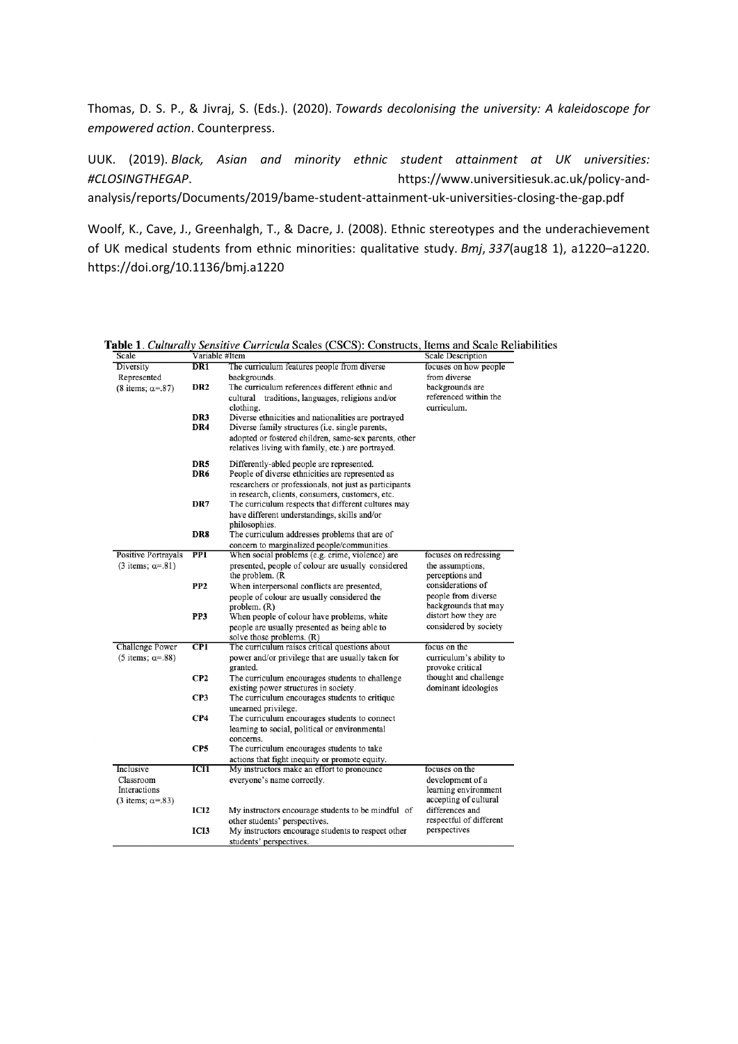Thomas, D. S. P., & Jivraj, S. (Eds.). (2020). *Towards decolonising the university: A kaleidoscope for empowered action*. Counterpress.

UUK. (2019). *Black, Asian and minority ethnic student attainment at UK universities: #CLOSINGTHEGAP*. https://www.universitiesuk.ac.uk/policy-and-analysis/reports/Documents/2019/bame-student-attainment-uk-universities-closing-the-gap.pdf

Woolf, K., Cave, J., Greenhalgh, T., & Dacre, J. (2008). Ethnic stereotypes and the underachievement of UK medical students from ethnic minorities: qualitative study. *Bmj*, *337*(aug18 1), a1220–a1220. https://doi.org/10.1136/bmj.a1220

**Table 1**. *Culturally Sensitive Curricula* Scales (CSCS): Constructs, Items and Scale Reliabilities

| Scale | Variable # | Item | Scale Description |
|---|---|---|---|
| Diversity Represented (8 items; α=.87) | DR1 | The curriculum features people from diverse backgrounds. | focuses on how people from diverse backgrounds are referenced within the curriculum. |
| | DR2 | The curriculum references different ethnic and cultural traditions, languages, religions and/or clothing. | |
| | DR3 | Diverse ethnicities and nationalities are portrayed | |
| | DR4 | Diverse family structures (i.e. single parents, adopted or fostered children, same-sex parents, other relatives living with family, etc.) are portrayed. | |
| | DR5 | Differently-abled people are represented. | |
| | DR6 | People of diverse ethnicities are represented as researchers or professionals, not just as participants in research, clients, consumers, customers, etc. | |
| | DR7 | The curriculum respects that different cultures may have different understandings, skills and/or philosophies. | |
| | DR8 | The curriculum addresses problems that are of concern to marginalized people/communities. | |
| Positive Portrayals (3 items; α=.81) | PP1 | When social problems (e.g. crime, violence) are presented, people of colour are usually considered the problem. (R | focuses on redressing the assumptions, perceptions and considerations of people from diverse backgrounds that may distort how they are considered by society |
| | PP2 | When interpersonal conflicts are presented, people of colour are usually considered the problem. (R) | |
| | PP3 | When people of colour have problems, white people are usually presented as being able to solve those problems. (R) | |
| Challenge Power (5 items; α=.88) | CP1 | The curriculum raises critical questions about power and/or privilege that are usually taken for granted. | focus on the curriculum's ability to provoke critical thought and challenge dominant ideologies |
| | CP2 | The curriculum encourages students to challenge existing power structures in society. | |
| | CP3 | The curriculum encourages students to critique unearned privilege. | |
| | CP4 | The curriculum encourages students to connect learning to social, political or environmental concerns. | |
| | CP5 | The curriculum encourages students to take actions that fight inequity or promote equity. | |
| Inclusive Classroom Interactions (3 items; α=.83) | ICI1 | My instructors make an effort to pronounce everyone's name correctly. | focuses on the development of a learning environment accepting of cultural differences and respectful of different perspectives |
| | ICI2 | My instructors encourage students to be mindful of other students' perspectives. | |
| | ICI3 | My instructors encourage students to respect other students' perspectives. | |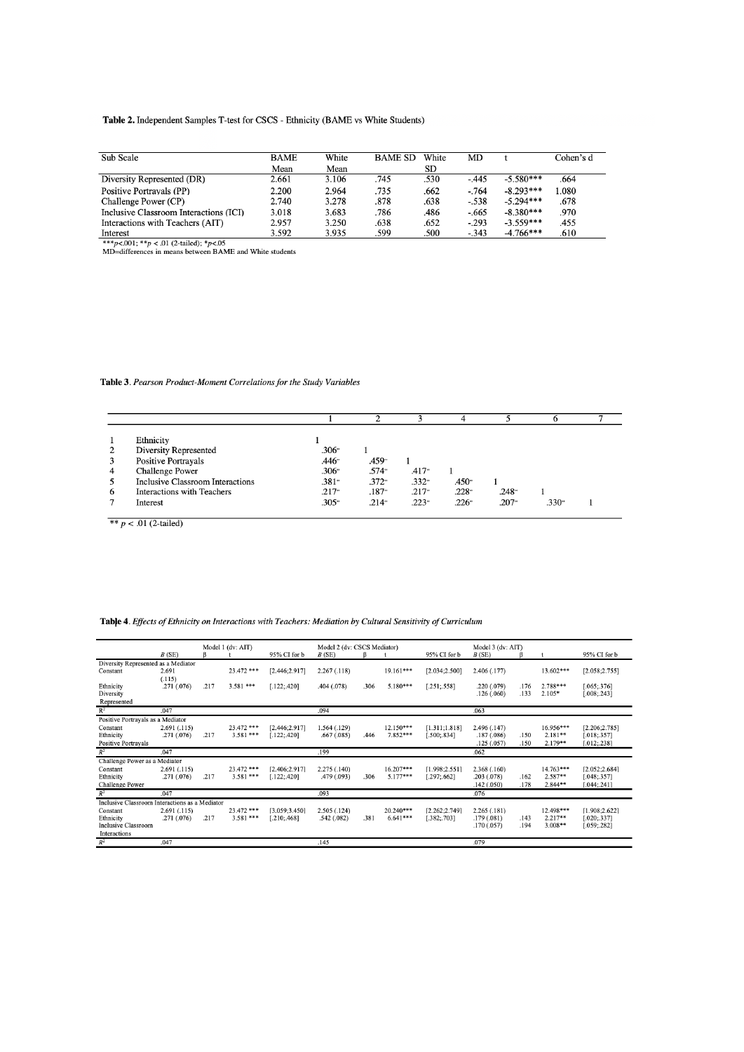**Table 2.** Independent Samples T-test for CSCS - Ethnicity (BAME vs White Students)

| Sub Scale | BAME Mean | White Mean | BAME SD | White SD | MD | t | Cohen's d |
|---|---|---|---|---|---|---|---|
| Diversity Represented (DR) | 2.661 | 3.106 | .745 | .530 | -.445 | -5.580*** | .664 |
| Positive Portrayals (PP) | 2.200 | 2.964 | .735 | .662 | -.764 | -8.293*** | 1.080 |
| Challenge Power (CP) | 2.740 | 3.278 | .878 | .638 | -.538 | -5.294*** | .678 |
| Inclusive Classroom Interactions (ICI) | 3.018 | 3.683 | .786 | .486 | -.665 | -8.380*** | .970 |
| Interactions with Teachers (AIT) | 2.957 | 3.250 | .638 | .652 | -.293 | -3.559*** | .455 |
| Interest | 3.592 | 3.935 | .599 | .500 | -.343 | -4.766*** | .610 |

***$p$<.001; **$p$ < .01 (2-tailed); *$p$<.05
MD=differences in means between BAME and White students

**Table 3**. *Pearson Product-Moment Correlations for the Study Variables*

| | | 1 | 2 | 3 | 4 | 5 | 6 | 7 |
|---|---|---|---|---|---|---|---|---|
| 1 | Ethnicity | 1 | | | | | | |
| 2 | Diversity Represented | .306** | 1 | | | | | |
| 3 | Positive Portrayals | .446** | .459** | 1 | | | | |
| 4 | Challenge Power | .306** | .574** | .417** | 1 | | | |
| 5 | Inclusive Classroom Interactions | .381** | .372** | .332** | .450** | 1 | | |
| 6 | Interactions with Teachers | .217** | .187** | .217** | .228** | .248** | 1 | |
| 7 | Interest | .305** | .214** | .223** | .226** | .207** | .330** | 1 |

** $p$ < .01 (2-tailed)

**Table 4**. *Effects of Ethnicity on Interactions with Teachers: Mediation by Cultural Sensitivity of Curriculum*

| | Model 1 (dv: AIT) | | | | Model 2 (dv: CSCS Mediator) | | | | Model 3 (dv: AIT) | | | |
|---|---|---|---|---|---|---|---|---|---|---|---|---|
| | $B$ (SE) | β | t | 95% CI for b | $B$ (SE) | β | t | 95% CI for b | $B$ (SE) | β | t | 95% CI for b |
| Diversity Represented as a Mediator | | | | | | | | | | | | |
| Constant | 2.691 (.115) | | 23.472 *** | [2.446;2.917] | 2.267 (.118) | | 19.161*** | [2.034;2.500] | 2.406 (.177) | | 13.602*** | [2.058;2.755] |
| Ethnicity | .271 (.076) | .217 | 3.581 *** | [.122;.420] | .404 (.078) | .306 | 5.180*** | [.251;.558] | .220 (.079) | .176 | 2.788*** | [.065;.376] |
| Diversity Represented | | | | | | | | | .126 (.060) | .133 | 2.105* | [.008;.243] |
| $R^2$ | .047 | | | | .094 | | | | .063 | | | |
| Positive Portrayals as a Mediator | | | | | | | | | | | | |
| Constant | 2.691 (.115) | | 23.472 *** | [2.446;2.917] | 1.564 (.129) | | 12.150*** | [1.311;1.818] | 2.496 (.147) | | 16.956*** | [2.206;2.785] |
| Ethnicity | .271 (.076) | .217 | 3.581 *** | [.122;.420] | .667 (.085) | .446 | 7.852*** | [.500;.834] | .187 (.086) | .150 | 2.181** | [.018;.357] |
| Positive Portrayals | | | | | | | | | .125 (.057) | .150 | 2.179** | [.012;.238] |
| $R^2$ | .047 | | | | .199 | | | | .062 | | | |
| Challenge Power as a Mediator | | | | | | | | | | | | |
| Constant | 2.691 (.115) | | 23.472 *** | [2.406;2.917] | 2.275 (.140) | | 16.207*** | [1.998;2.551] | 2.368 (.160) | | 14.763*** | [2.052;2.684] |
| Ethnicity | .271 (.076) | .217 | 3.581 *** | [.122;.420] | .479 (.093) | .306 | 5.177*** | [.297;.662] | .203 (.078) | .162 | 2.587** | [.048;.357] |
| Challenge Power | | | | | | | | | .142 (.050) | .178 | 2.844** | [.044;.241] |
| $R^2$ | .047 | | | | .093 | | | | .076 | | | |
| Inclusive Classroom Interactions as a Mediator | | | | | | | | | | | | |
| Constant | 2.691 (.115) | | 23.472 *** | [3.059;3.450] | 2.505 (.124) | | 20.240*** | [2.262;2.749] | 2.265 (.181) | | 12.498*** | [1.908;2.622] |
| Ethnicity | .271 (.076) | .217 | 3.581 *** | [.210;.468] | .542 (.082) | .381 | 6.641*** | [.382;.703] | .179 (.081) | .143 | 2.217** | [.020;.337] |
| Inclusive Classroom Interactions | | | | | | | | | .170 (.057) | .194 | 3.008** | [.059;.282] |
| $R^2$ | .047 | | | | .145 | | | | .079 | | | |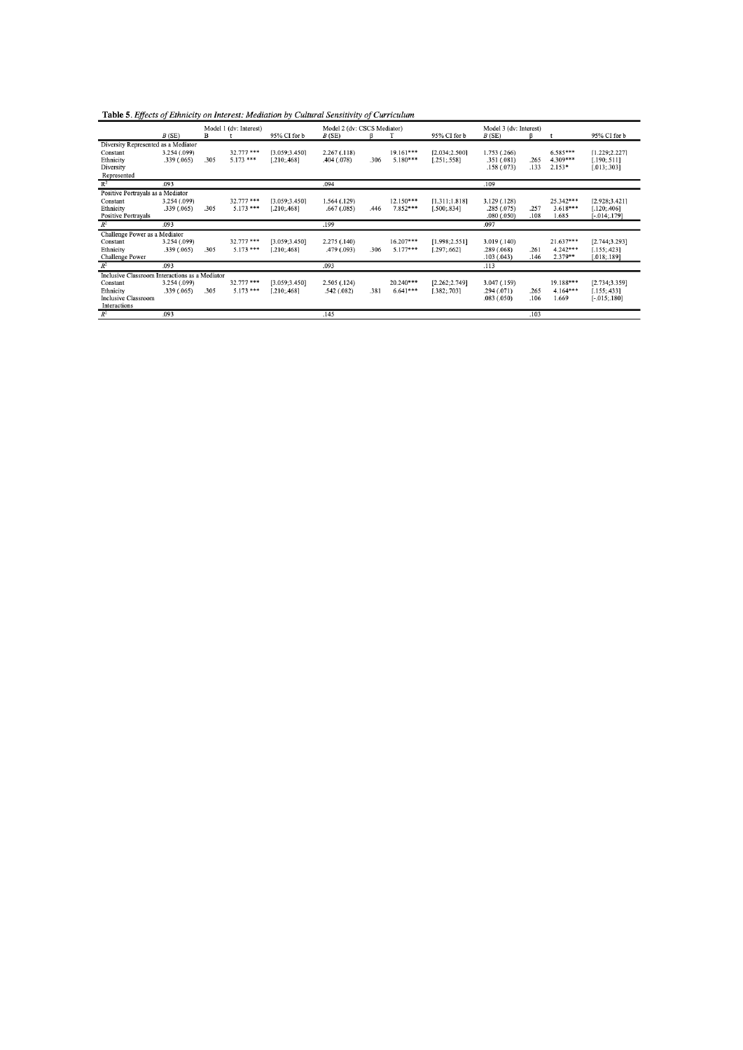**Table 5.** *Effects of Ethnicity on Interest: Mediation by Cultural Sensitivity of Curriculum*

| | Model 1 (dv: Interest) | | | | Model 2 (dv: CSCS Mediator) | | | | Model 3 (dv: Interest) | | | |
|---|---|---|---|---|---|---|---|---|---|---|---|---|
| | *B* (SE) | Β | t | 95% CI for b | *B* (SE) | β | T | 95% CI for b | *B* (SE) | β | t | 95% CI for b |
| Diversity Represented as a Mediator | | | | | | | | | | | | |
| Constant | 3.254 (.099) | | 32.777 *** | [3.059;3.450] | 2.267 (.118) | | 19.161*** | [2.034;2.500] | 1.753 (.266) | | 6.585*** | [1.229;2.227] |
| Ethnicity | .339 (.065) | .305 | 5.173 *** | [.210;.468] | .404 (.078) | .306 | 5.180*** | [.251;.558] | .351 (.081) | .265 | 4.309*** | [.190;.511] |
| Diversity Represented | | | | | | | | | .158 (.073) | .133 | 2.153* | [.013;.303] |
| $R^2$ | .093 | | | | .094 | | | | .109 | | | |
| Positive Portrayals as a Mediator | | | | | | | | | | | | |
| Constant | 3.254 (.099) | | 32.777 *** | [3.059;3.450] | 1.564 (.129) | | 12.150*** | [1.311;1.818] | 3.129 (.128) | | 25.342*** | [2.928;3.421] |
| Ethnicity | .339 (.065) | .305 | 5.173 *** | [.210;.468] | .667 (.085) | .446 | 7.852*** | [.500;.834] | .285 (.075) | .257 | 3.618*** | [.120;.406] |
| Positive Portrayals | | | | | | | | | .080 (.050) | .108 | 1.685 | [-.014;.179] |
| $R^2$ | .093 | | | | .199 | | | | .097 | | | |
| Challenge Power as a Mediator | | | | | | | | | | | | |
| Constant | 3.254 (.099) | | 32.777 *** | [3.059;3.450] | 2.275 (.140) | | 16.207*** | [1.998;2.551] | 3.019 (.140) | | 21.637*** | [2.744;3.293] |
| Ethnicity | .339 (.065) | .305 | 5.173 *** | [.210;.468] | .479 (.093) | .306 | 5.177*** | [.297;.662] | .289 (.068) | .261 | 4.242*** | [.155;.423] |
| Challenge Power | | | | | | | | | .103 (.043) | .146 | 2.379** | [.018;.189] |
| $R^2$ | .093 | | | | .093 | | | | .113 | | | |
| Inclusive Classroom Interactions as a Mediator | | | | | | | | | | | | |
| Constant | 3.254 (.099) | | 32.777 *** | [3.059;3.450] | 2.505 (.124) | | 20.240*** | [2.262;2.749] | 3.047 (.159) | | 19.188*** | [2.734;3.359] |
| Ethnicity | .339 (.065) | .305 | 5.173 *** | [.210;.468] | .542 (.082) | .381 | 6.641*** | [.382;.703] | .294 (.071) | .265 | 4.164*** | [.155;.433] |
| Inclusive Classroom Interactions | | | | | | | | | .083 (.050) | .106 | 1.669 | [-.015;.180] |
| $R^2$ | .093 | | | | .145 | | | | | .103 | | |